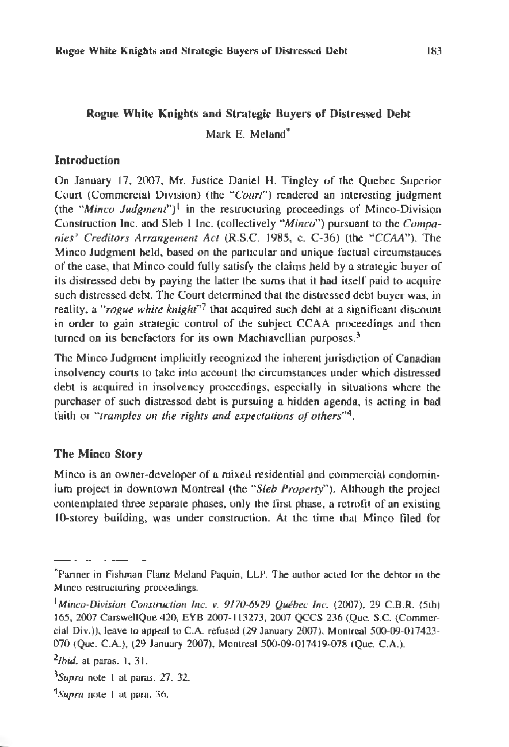# Rogue White Knights and Strategic Buyers of Distressed Debt

Mark E. Meland*

## Introduction

On January 17, 2007, Mr. Justice Daniel H. Tingley of the Quebec Superior Court (Commercial Division) (the "*Court*") rendered an interesting judgment (the "*Minco Judgment*")[1] in the restructuring proceedings of Minco-Division Construction Inc. and Sleb 1 Inc. (collectively "*Minco*") pursuant to the *Companies' Creditors Arrangement Act* (R.S.C. 1985, c. C-36) (the "*CCAA*"). The Minco Judgment held, based on the particular and unique factual circumstances of the case, that Minco could fully satisfy the claims held by a strategic buyer of its distressed debt by paying the latter the sums that it had itself paid to acquire such distressed debt. The Court determined that the distressed debt buyer was, in reality, a "*rogue white knight*"[2] that acquired such debt at a significant discount in order to gain strategic control of the subject CCAA proceedings and then turned on its benefactors for its own Machiavellian purposes.[3]

The Minco Judgment implicitly recognized the inherent jurisdiction of Canadian insolvency courts to take into account the circumstances under which distressed debt is acquired in insolvency proceedings, especially in situations where the purchaser of such distressed debt is pursuing a hidden agenda, is acting in bad faith or "*tramples on the rights and expectations of others*"[4].

## The Minco Story

Minco is an owner-developer of a mixed residential and commercial condominium project in downtown Montreal (the "*Sleb Property*"). Although the project contemplated three separate phases, only the first phase, a retrofit of an existing 10-storey building, was under construction. At the time that Minco filed for

---

*Partner in Fishman Flanz Meland Paquin, LLP. The author acted for the debtor in the Minco restructuring proceedings.

[1] *Minco-Division Construction Inc. v. 9170-6929 Québec Inc.* (2007), 29 C.B.R. (5th) 165, 2007 CarswellQue 420, EYB 2007-113273, 2007 QCCS 236 (Que. S.C. (Commercial Div.)), leave to appeal to C.A. refused (29 January 2007), Montreal 500-09-017423-070 (Que. C.A.), (29 January 2007), Montreal 500-09-017419-078 (Que. C.A.).

[2] *Ibid.* at paras. 1, 31.

[3] *Supra* note 1 at paras. 27, 32.

[4] *Supra* note 1 at para. 36.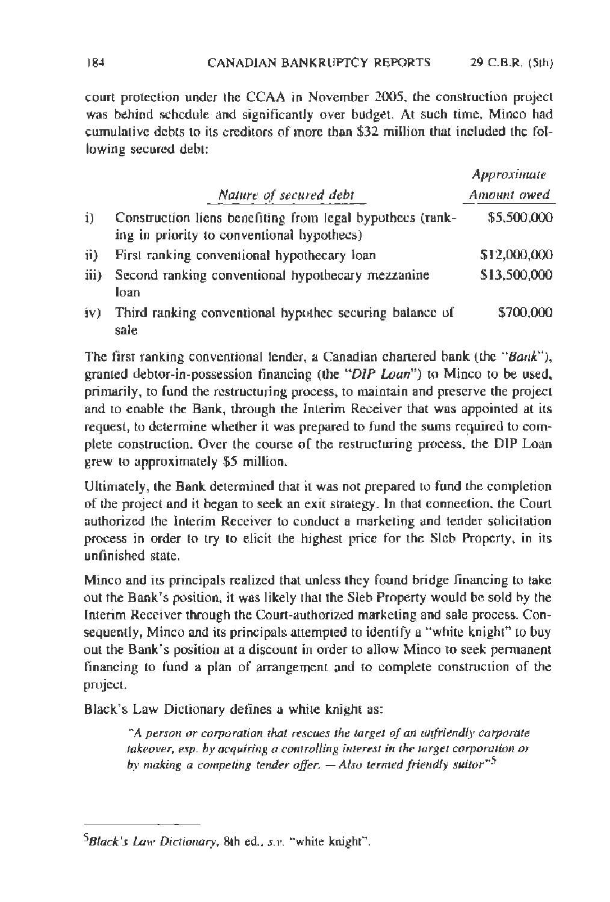court protection under the CCAA in November 2005, the construction project was behind schedule and significantly over budget. At such time, Minco had cumulative debts to its creditors of more than $32 million that included the following secured debt:

| | *Nature of secured debt* | *Approximate Amount owed* |
|---|---|---|
| i) | Construction liens benefiting from legal hypothecs (ranking in priority to conventional hypothecs) | $5,500,000 |
| ii) | First ranking conventional hypothecary loan | $12,000,000 |
| iii) | Second ranking conventional hypothecary mezzanine loan | $13,500,000 |
| iv) | Third ranking conventional hypothec securing balance of sale | $700,000 |

The first ranking conventional lender, a Canadian chartered bank (the "*Bank*"), granted debtor-in-possession financing (the "*DIP Loan*") to Minco to be used, primarily, to fund the restructuring process, to maintain and preserve the project and to enable the Bank, through the Interim Receiver that was appointed at its request, to determine whether it was prepared to fund the sums required to complete construction. Over the course of the restructuring process, the DIP Loan grew to approximately $5 million.

Ultimately, the Bank determined that it was not prepared to fund the completion of the project and it began to seek an exit strategy. In that connection, the Court authorized the Interim Receiver to conduct a marketing and tender solicitation process in order to try to elicit the highest price for the Sleb Property, in its unfinished state.

Minco and its principals realized that unless they found bridge financing to take out the Bank's position, it was likely that the Sleb Property would be sold by the Interim Receiver through the Court-authorized marketing and sale process. Consequently, Minco and its principals attempted to identify a "white knight" to buy out the Bank's position at a discount in order to allow Minco to seek permanent financing to fund a plan of arrangement and to complete construction of the project.

Black's Law Dictionary defines a white knight as:

> *"A person or corporation that rescues the target of an unfriendly corporate takeover, esp. by acquiring a controlling interest in the target corporation or by making a competing tender offer. — Also termed friendly suitor"*[5]

---

[5]*Black's Law Dictionary*, 8th ed., *s.v.* "white knight".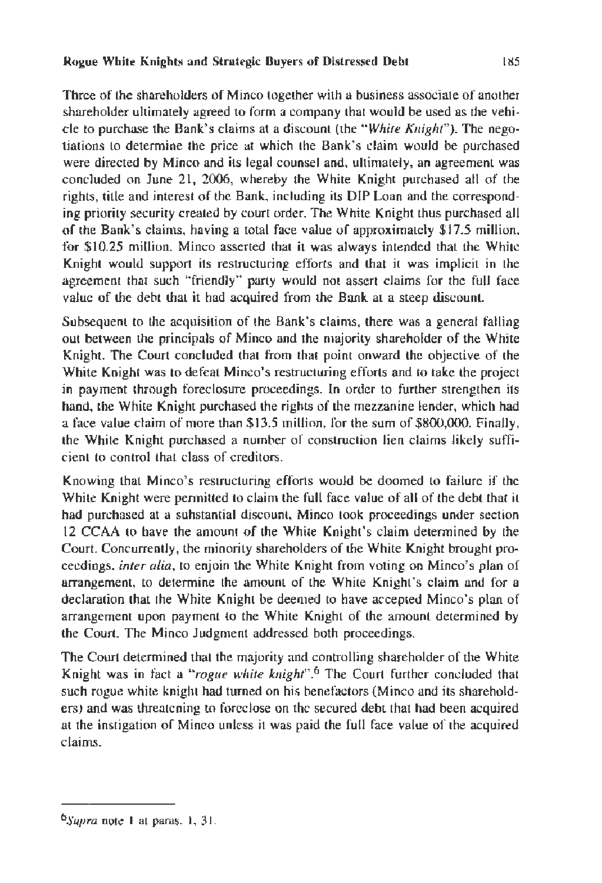Three of the shareholders of Minco together with a business associate of another shareholder ultimately agreed to form a company that would be used as the vehicle to purchase the Bank's claims at a discount (the "*White Knight*"). The negotiations to determine the price at which the Bank's claim would be purchased were directed by Minco and its legal counsel and, ultimately, an agreement was concluded on June 21, 2006, whereby the White Knight purchased all of the rights, title and interest of the Bank, including its DIP Loan and the corresponding priority security created by court order. The White Knight thus purchased all of the Bank's claims, having a total face value of approximately $17.5 million, for $10.25 million. Minco asserted that it was always intended that the White Knight would support its restructuring efforts and that it was implicit in the agreement that such "friendly" party would not assert claims for the full face value of the debt that it had acquired from the Bank at a steep discount.

Subsequent to the acquisition of the Bank's claims, there was a general falling out between the principals of Minco and the majority shareholder of the White Knight. The Court concluded that from that point onward the objective of the White Knight was to defeat Minco's restructuring efforts and to take the project in payment through foreclosure proceedings. In order to further strengthen its hand, the White Knight purchased the rights of the mezzanine lender, which had a face value claim of more than $13.5 million, for the sum of $800,000. Finally, the White Knight purchased a number of construction lien claims likely sufficient to control that class of creditors.

Knowing that Minco's restructuring efforts would be doomed to failure if the White Knight were permitted to claim the full face value of all of the debt that it had purchased at a substantial discount, Minco took proceedings under section 12 CCAA to have the amount of the White Knight's claim determined by the Court. Concurrently, the minority shareholders of the White Knight brought proceedings, *inter alia*, to enjoin the White Knight from voting on Minco's plan of arrangement, to determine the amount of the White Knight's claim and for a declaration that the White Knight be deemed to have accepted Minco's plan of arrangement upon payment to the White Knight of the amount determined by the Court. The Minco Judgment addressed both proceedings.

The Court determined that the majority and controlling shareholder of the White Knight was in fact a "*rogue white knight*".[6] The Court further concluded that such rogue white knight had turned on his benefactors (Minco and its shareholders) and was threatening to foreclose on the secured debt that had been acquired at the instigation of Minco unless it was paid the full face value of the acquired claims.

---

[6] *Supra* note 1 at paras. 1, 31.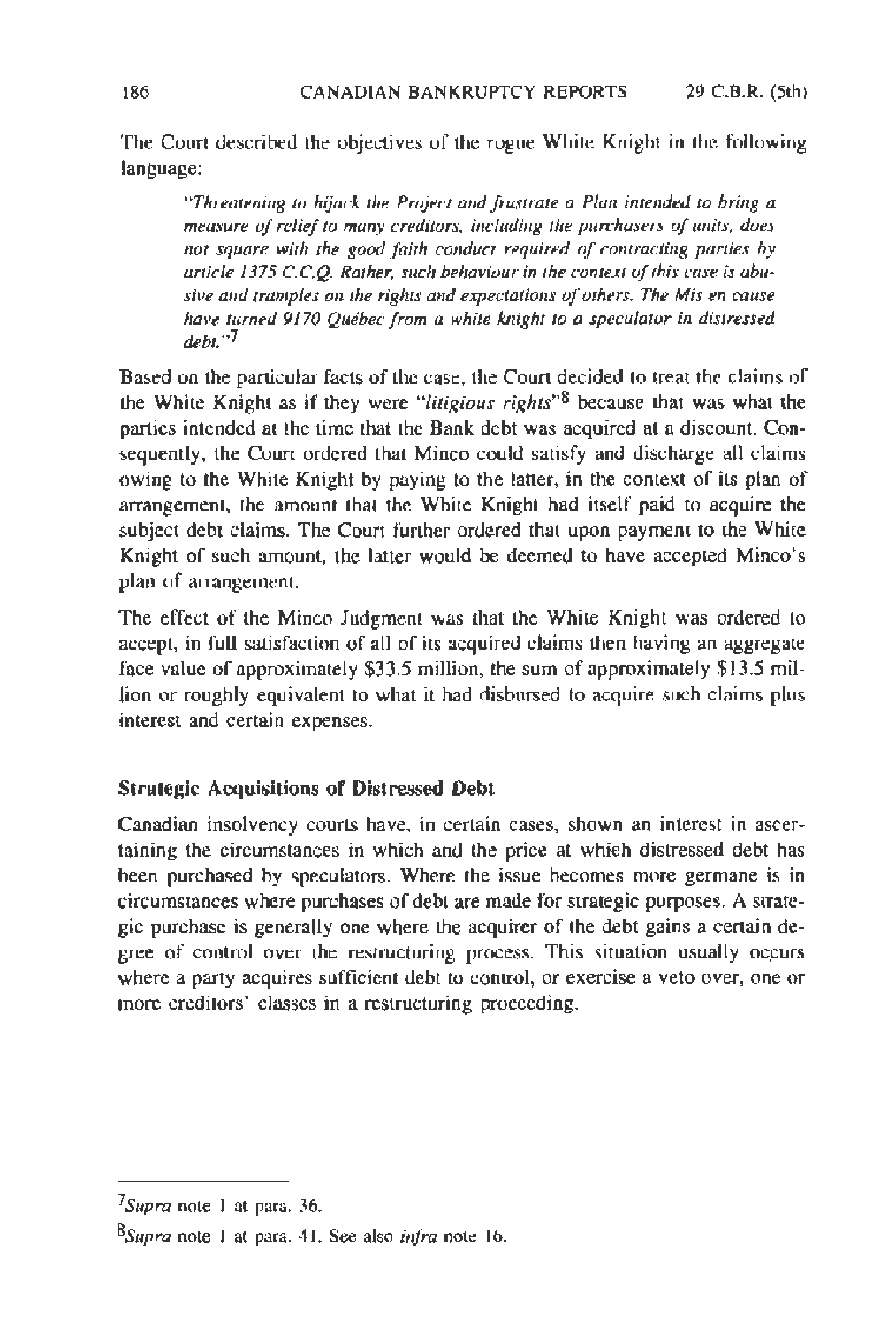The Court described the objectives of the rogue White Knight in the following language:

> "*Threatening to hijack the Project and frustrate a Plan intended to bring a measure of relief to many creditors, including the purchasers of units, does not square with the good faith conduct required of contracting parties by article 1375 C.C.Q. Rather, such behaviour in the context of this case is abusive and tramples on the rights and expectations of others. The Mis en cause have turned 9170 Québec from a white knight to a speculator in distressed debt.*"[7]

Based on the particular facts of the case, the Court decided to treat the claims of the White Knight as if they were "*litigious rights*"[8] because that was what the parties intended at the time that the Bank debt was acquired at a discount. Consequently, the Court ordered that Minco could satisfy and discharge all claims owing to the White Knight by paying to the latter, in the context of its plan of arrangement, the amount that the White Knight had itself paid to acquire the subject debt claims. The Court further ordered that upon payment to the White Knight of such amount, the latter would be deemed to have accepted Minco's plan of arrangement.

The effect of the Minco Judgment was that the White Knight was ordered to accept, in full satisfaction of all of its acquired claims then having an aggregate face value of approximately $33.5 million, the sum of approximately $13.5 million or roughly equivalent to what it had disbursed to acquire such claims plus interest and certain expenses.

### Strategic Acquisitions of Distressed Debt

Canadian insolvency courts have, in certain cases, shown an interest in ascertaining the circumstances in which and the price at which distressed debt has been purchased by speculators. Where the issue becomes more germane is in circumstances where purchases of debt are made for strategic purposes. A strategic purchase is generally one where the acquirer of the debt gains a certain degree of control over the restructuring process. This situation usually occurs where a party acquires sufficient debt to control, or exercise a veto over, one or more creditors' classes in a restructuring proceeding.

---

[7] *Supra* note 1 at para. 36.

[8] *Supra* note 1 at para. 41. See also *infra* note 16.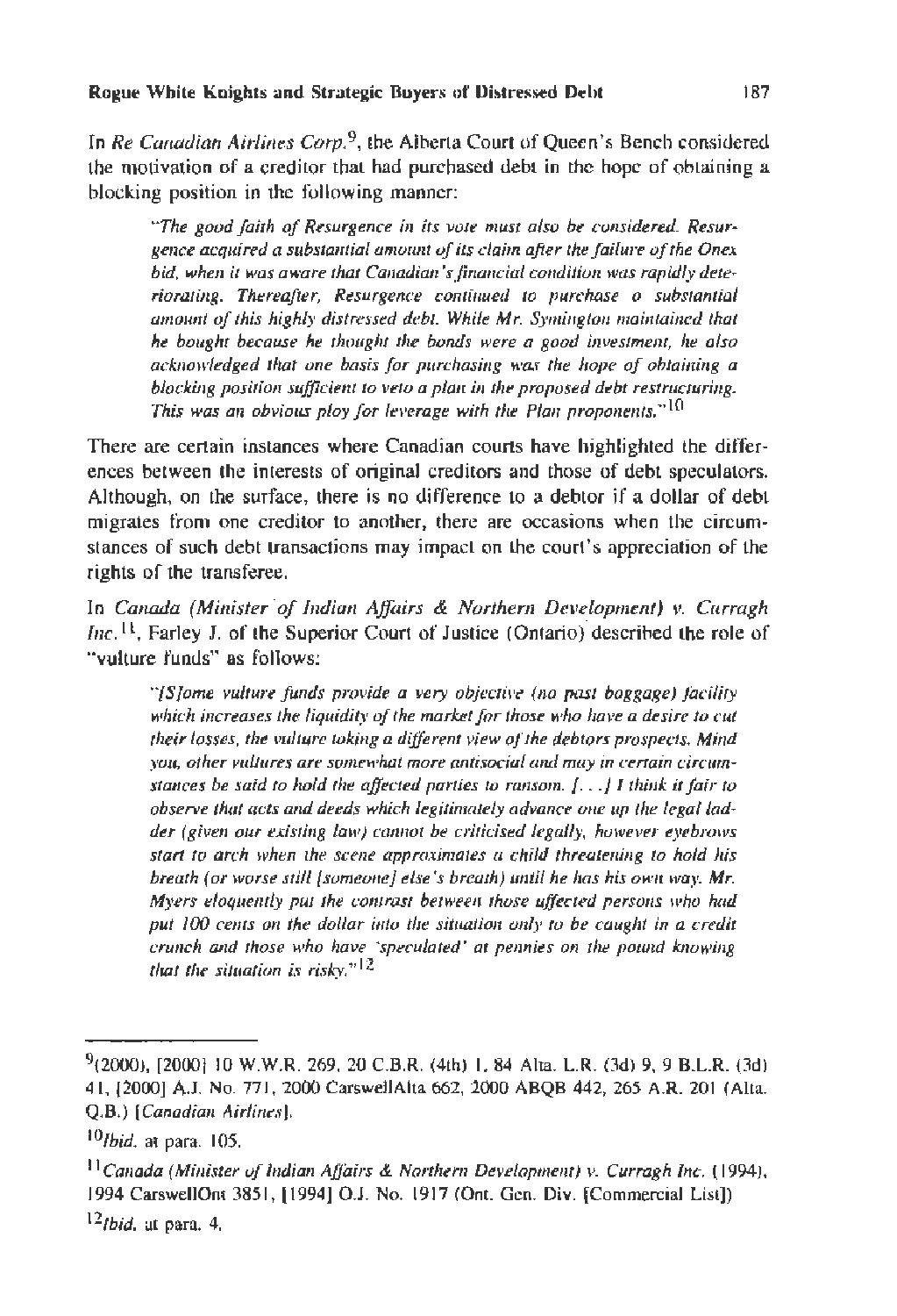In *Re Canadian Airlines Corp.*[9], the Alberta Court of Queen's Bench considered the motivation of a creditor that had purchased debt in the hope of obtaining a blocking position in the following manner:

> "*The good faith of Resurgence in its vote must also be considered. Resurgence acquired a substantial amount of its claim after the failure of the Onex bid, when it was aware that Canadian's financial condition was rapidly deteriorating. Thereafter, Resurgence continued to purchase a substantial amount of this highly distressed debt. While Mr. Symington maintained that he bought because he thought the bonds were a good investment, he also acknowledged that one basis for purchasing was the hope of obtaining a blocking position sufficient to veto a plan in the proposed debt restructuring. This was an obvious ploy for leverage with the Plan proponents.*"[10]

There are certain instances where Canadian courts have highlighted the differences between the interests of original creditors and those of debt speculators. Although, on the surface, there is no difference to a debtor if a dollar of debt migrates from one creditor to another, there are occasions when the circumstances of such debt transactions may impact on the court's appreciation of the rights of the transferee.

In *Canada (Minister of Indian Affairs & Northern Development) v. Curragh Inc.*[11], Farley J. of the Superior Court of Justice (Ontario) described the role of "vulture funds" as follows:

> "*[S]ome vulture funds provide a very objective (no past baggage) facility which increases the liquidity of the market for those who have a desire to cut their losses, the vulture taking a different view of the debtors prospects. Mind you, other vultures are somewhat more antisocial and may in certain circumstances be said to hold the affected parties to ransom. [. . .] I think it fair to observe that acts and deeds which legitimately advance one up the legal ladder (given our existing law) cannot be criticised legally, however eyebrows start to arch when the scene approximates a child threatening to hold his breath (or worse still [someone] else's breath) until he has his own way. Mr. Myers eloquently put the contrast between those affected persons who had put 100 cents on the dollar into the situation only to be caught in a credit crunch and those who have 'speculated' at pennies on the pound knowing that the situation is risky.*"[12]

---

[9](2000), [2000] 10 W.W.R. 269, 20 C.B.R. (4th) 1, 84 Alta. L.R. (3d) 9, 9 B.L.R. (3d) 41, [2000] A.J. No. 771, 2000 CarswellAlta 662, 2000 ABQB 442, 265 A.R. 201 (Alta. Q.B.) [*Canadian Airlines*].

[10]*Ibid.* at para. 105.

[11]*Canada (Minister of Indian Affairs & Northern Development) v. Curragh Inc.* (1994), 1994 CarswellOnt 3851, [1994] O.J. No. 1917 (Ont. Gen. Div. [Commercial List])

[12]*Ibid.* at para. 4.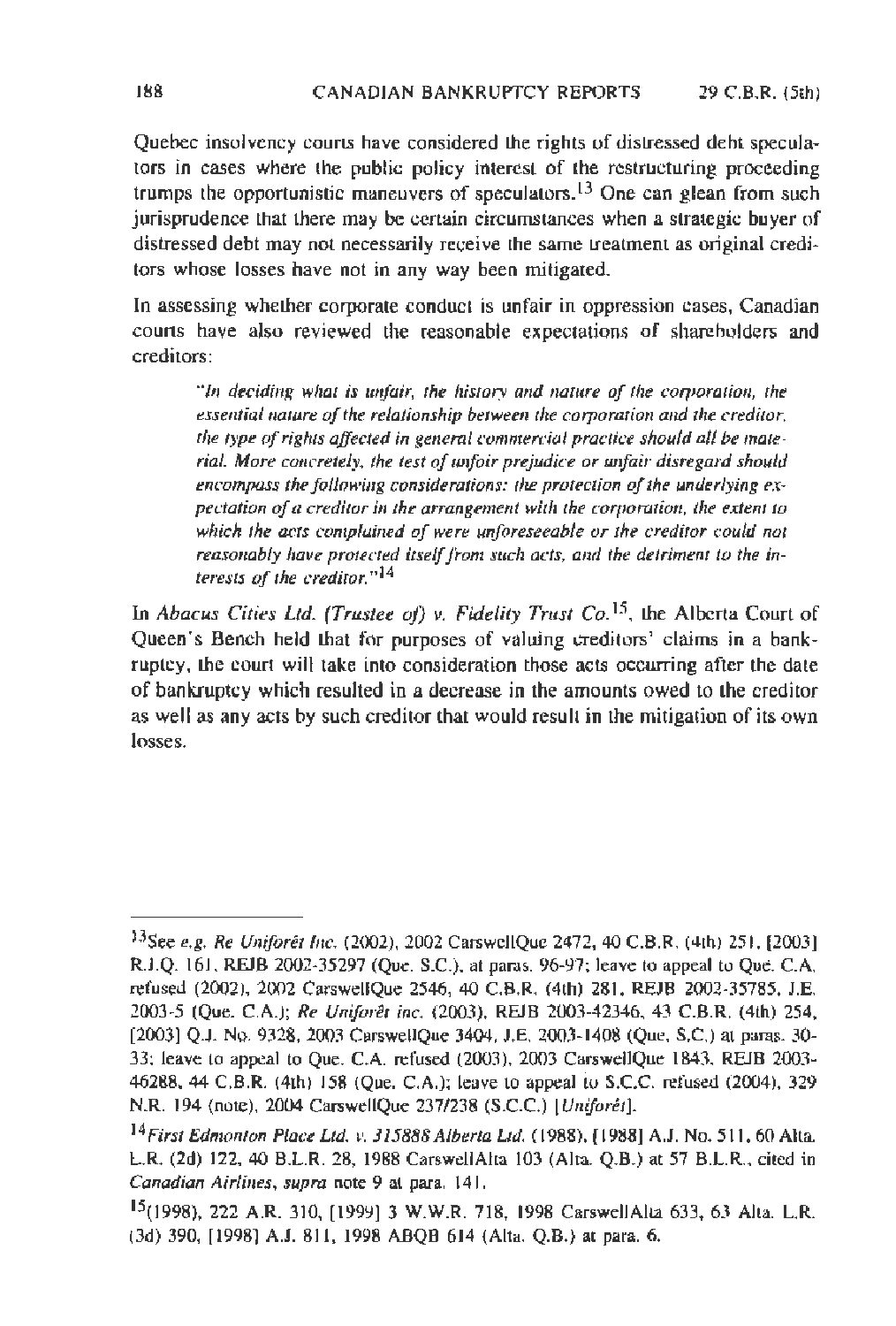Quebec insolvency courts have considered the rights of distressed debt speculators in cases where the public policy interest of the restructuring proceeding trumps the opportunistic maneuvers of speculators.[13] One can glean from such jurisprudence that there may be certain circumstances when a strategic buyer of distressed debt may not necessarily receive the same treatment as original creditors whose losses have not in any way been mitigated.

In assessing whether corporate conduct is unfair in oppression cases, Canadian courts have also reviewed the reasonable expectations of shareholders and creditors:

> *"In deciding what is unfair, the history and nature of the corporation, the essential nature of the relationship between the corporation and the creditor, the type of rights affected in general commercial practice should all be material. More concretely, the test of unfair prejudice or unfair disregard should encompass the following considerations: the protection of the underlying expectation of a creditor in the arrangement with the corporation, the extent to which the acts complained of were unforeseeable or the creditor could not reasonably have protected itself from such acts, and the detriment to the interests of the creditor."*[14]

In *Abacus Cities Ltd. (Trustee of) v. Fidelity Trust Co.*[15], the Alberta Court of Queen's Bench held that for purposes of valuing creditors' claims in a bankruptcy, the court will take into consideration those acts occurring after the date of bankruptcy which resulted in a decrease in the amounts owed to the creditor as well as any acts by such creditor that would result in the mitigation of its own losses.

---

[13] See *e.g. Re Uniforêt Inc.* (2002), 2002 CarswellQue 2472, 40 C.B.R. (4th) 251, [2003] R.J.Q. 161, REJB 2002-35297 (Que. S.C.), at paras. 96-97; leave to appeal to Qué. C.A. refused (2002), 2002 CarswellQue 2546, 40 C.B.R. (4th) 281, REJB 2002-35785, J.E. 2003-5 (Que. C.A.); *Re Uniforêt inc.* (2003), REJB 2003-42346, 43 C.B.R. (4th) 254, [2003] Q.J. No. 9328, 2003 CarswellQue 3404, J.E. 2003-1408 (Que. S.C.) at paras. 30-33; leave to appeal to Que. C.A. refused (2003), 2003 CarswellQue 1843, REJB 2003-46288, 44 C.B.R. (4th) 158 (Que. C.A.); leave to appeal to S.C.C. refused (2004), 329 N.R. 194 (note), 2004 CarswellQue 237/238 (S.C.C.) [*Uniforêt*].

[14] *First Edmonton Place Ltd. v. 315888 Alberta Ltd.* (1988), [1988] A.J. No. 511, 60 Alta. L.R. (2d) 122, 40 B.L.R. 28, 1988 CarswellAlta 103 (Alta. Q.B.) at 57 B.L.R., cited in *Canadian Airlines*, *supra* note 9 at para. 141.

[15] (1998), 222 A.R. 310, [1999] 3 W.W.R. 718, 1998 CarswellAlta 633, 63 Alta. L.R. (3d) 390, [1998] A.J. 811, 1998 ABQB 614 (Alta. Q.B.) at para. 6.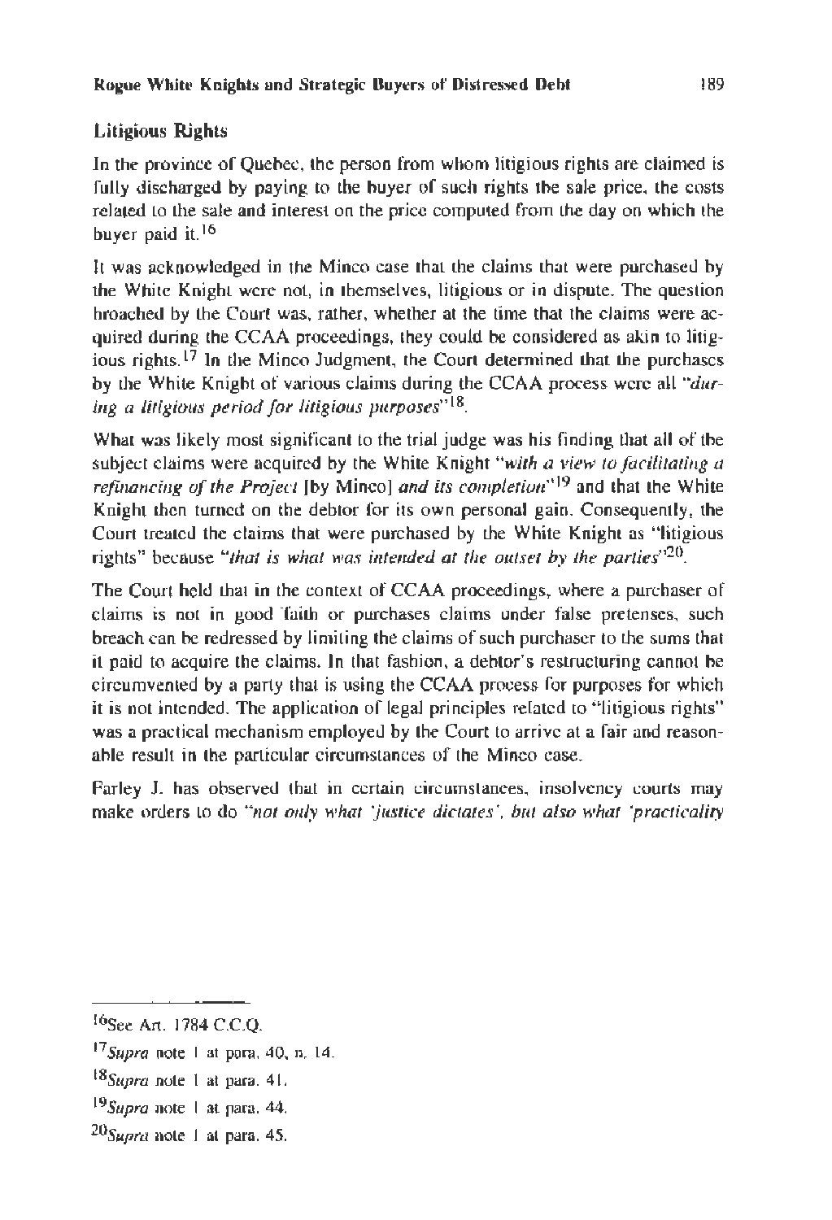## Litigious Rights

In the province of Quebec, the person from whom litigious rights are claimed is fully discharged by paying to the buyer of such rights the sale price, the costs related to the sale and interest on the price computed from the day on which the buyer paid it.[16]

It was acknowledged in the Minco case that the claims that were purchased by the White Knight were not, in themselves, litigious or in dispute. The question broached by the Court was, rather, whether at the time that the claims were acquired during the CCAA proceedings, they could be considered as akin to litigious rights.[17] In the Minco Judgment, the Court determined that the purchases by the White Knight of various claims during the CCAA process were all "*during a litigious period for litigious purposes*"[18].

What was likely most significant to the trial judge was his finding that all of the subject claims were acquired by the White Knight "*with a view to facilitating a refinancing of the Project* [by Minco] *and its completion*"[19] and that the White Knight then turned on the debtor for its own personal gain. Consequently, the Court treated the claims that were purchased by the White Knight as "litigious rights" because "*that is what was intended at the outset by the parties*"[20].

The Court held that in the context of CCAA proceedings, where a purchaser of claims is not in good faith or purchases claims under false pretenses, such breach can be redressed by limiting the claims of such purchaser to the sums that it paid to acquire the claims. In that fashion, a debtor's restructuring cannot be circumvented by a party that is using the CCAA process for purposes for which it is not intended. The application of legal principles related to "litigious rights" was a practical mechanism employed by the Court to arrive at a fair and reasonable result in the particular circumstances of the Minco case.

Farley J. has observed that in certain circumstances, insolvency courts may make orders to do "*not only what 'justice dictates', but also what 'practicality*

---

[16] See Art. 1784 C.C.Q.

[17] *Supra* note 1 at para. 40, n. 14.

[18] *Supra* note 1 at para. 41.

[19] *Supra* note 1 at para. 44.

[20] *Supra* note 1 at para. 45.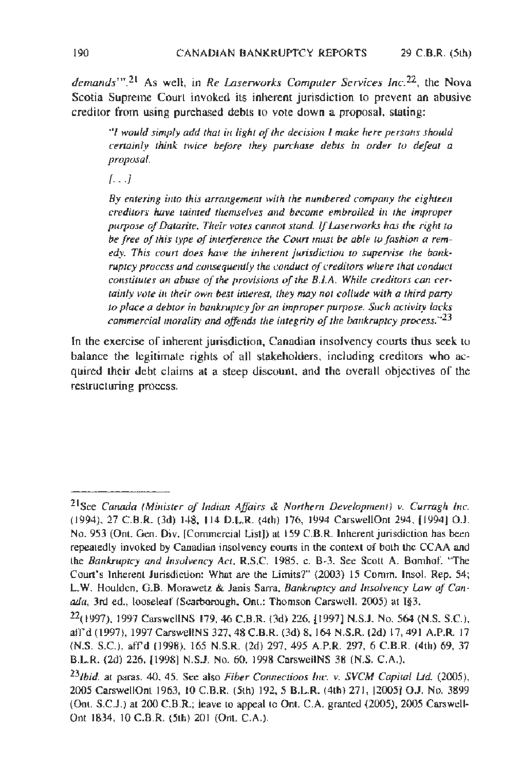*demands*'".[21] As well, in *Re Laserworks Computer Services Inc.*[22], the Nova Scotia Supreme Court invoked its inherent jurisdiction to prevent an abusive creditor from using purchased debts to vote down a proposal, stating:

> "*I would simply add that in light of the decision I make here persons should certainly think twice before they purchase debts in order to defeat a proposal.*
>
> *[. . .]*
>
> *By entering into this arrangement with the numbered company the eighteen creditors have tainted themselves and become embroiled in the improper purpose of Datarite. Their votes cannot stand. If Laserworks has the right to be free of this type of interference the Court must be able to fashion a remedy. This court does have the inherent jurisdiction to supervise the bankruptcy process and consequently the conduct of creditors where that conduct constitutes an abuse of the provisions of the B.I.A. While creditors can certainly vote in their own best interest, they may not collude with a third party to place a debtor in bankruptcy for an improper purpose. Such activity lacks commercial morality and offends the integrity of the bankruptcy process.*"[23]

In the exercise of inherent jurisdiction, Canadian insolvency courts thus seek to balance the legitimate rights of all stakeholders, including creditors who acquired their debt claims at a steep discount, and the overall objectives of the restructuring process.

---

[21] See *Canada (Minister of Indian Affairs & Northern Development) v. Curragh Inc.* (1994), 27 C.B.R. (3d) 148, 114 D.L.R. (4th) 176, 1994 CarswellOnt 294, [1994] O.J. No. 953 (Ont. Gen. Div. [Commercial List]) at 159 C.B.R. Inherent jurisdiction has been repeatedly invoked by Canadian insolvency courts in the context of both the CCAA and the *Bankruptcy and Insolvency Act*, R.S.C. 1985, c. B-3. See Scott A. Bomhof. "The Court's Inherent Jurisdiction: What are the Limits?" (2003) 15 Comm. Insol. Rep. 54; L.W. Houlden, G.B. Morawetz & Janis Sarra, *Bankruptcy and Insolvency Law of Canada*, 3rd ed., looseleaf (Scarborough, Ont.: Thomson Carswell, 2005) at I§3.

[22] (1997), 1997 CarswellNS 179, 46 C.B.R. (3d) 226, [1997] N.S.J. No. 564 (N.S. S.C.), aff'd (1997), 1997 CarswellNS 327, 48 C.B.R. (3d) 8, 164 N.S.R. (2d) 17, 491 A.P.R. 17 (N.S. S.C.), aff'd (1998), 165 N.S.R. (2d) 297, 495 A.P.R. 297, 6 C.B.R. (4th) 69, 37 B.L.R. (2d) 226, [1998] N.S.J. No. 60, 1998 CarswellNS 38 (N.S. C.A.).

[23] *Ibid.* at paras. 40, 45. See also *Fiber Connections Inc. v. SVCM Capital Ltd.* (2005), 2005 CarswellOnt 1963, 10 C.B.R. (5th) 192, 5 B.L.R. (4th) 271, [2005] O.J. No. 3899 (Ont. S.C.J.) at 200 C.B.R.; leave to appeal to Ont. C.A. granted (2005), 2005 CarswellOnt 1834, 10 C.B.R. (5th) 201 (Ont. C.A.).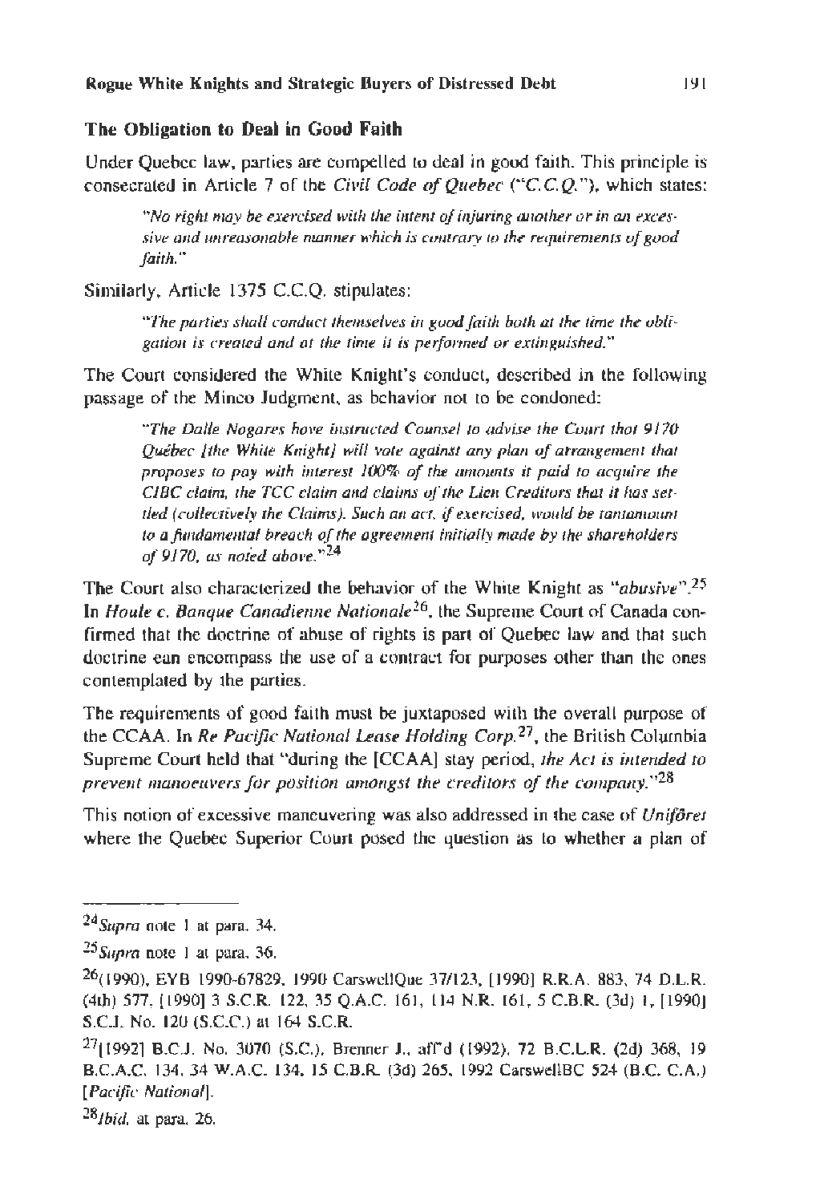## The Obligation to Deal in Good Faith

Under Quebec law, parties are compelled to deal in good faith. This principle is consecrated in Article 7 of the *Civil Code of Quebec* ("*C.C.Q.*"), which states:

> *"No right may be exercised with the intent of injuring another or in an excessive and unreasonable manner which is contrary to the requirements of good faith."*

Similarly, Article 1375 C.C.Q. stipulates:

> *"The parties shall conduct themselves in good faith both at the time the obligation is created and at the time it is performed or extinguished."*

The Court considered the White Knight's conduct, described in the following passage of the Minco Judgment, as behavior not to be condoned:

> *"The Dalle Nogares have instructed Counsel to advise the Court that 9170 Québec [the White Knight] will vote against any plan of arrangement that proposes to pay with interest 100% of the amounts it paid to acquire the CIBC claim, the TCC claim and claims of the Lien Creditors that it has settled (collectively the Claims). Such an act, if exercised, would be tantamount to a fundamental breach of the agreement initially made by the shareholders of 9170, as noted above."*[24]

The Court also characterized the behavior of the White Knight as "*abusive*".[25] In *Houle c. Banque Canadienne Nationale*[26], the Supreme Court of Canada confirmed that the doctrine of abuse of rights is part of Quebec law and that such doctrine can encompass the use of a contract for purposes other than the ones contemplated by the parties.

The requirements of good faith must be juxtaposed with the overall purpose of the CCAA. In *Re Pacific National Lease Holding Corp.*[27], the British Columbia Supreme Court held that "during the [CCAA] stay period, *the Act is intended to prevent manoeuvers for position amongst the creditors of the company.*"[28]

This notion of excessive maneuvering was also addressed in the case of *Uniforêt* where the Quebec Superior Court posed the question as to whether a plan of

---

[24] *Supra* note 1 at para. 34.

[25] *Supra* note 1 at para. 36.

[26] (1990), EYB 1990-67829, 1990 CarswellQue 37/123, [1990] R.R.A. 883, 74 D.L.R. (4th) 577, [1990] 3 S.C.R. 122, 35 Q.A.C. 161, 114 N.R. 161, 5 C.B.R. (3d) 1, [1990] S.C.J. No. 120 (S.C.C.) at 164 S.C.R.

[27] [1992] B.C.J. No. 3070 (S.C.), Brenner J., aff'd (1992), 72 B.C.L.R. (2d) 368, 19 B.C.A.C. 134, 34 W.A.C. 134, 15 C.B.R. (3d) 265, 1992 CarswellBC 524 (B.C. C.A.) [*Pacific National*].

[28] *Ibid.* at para. 26.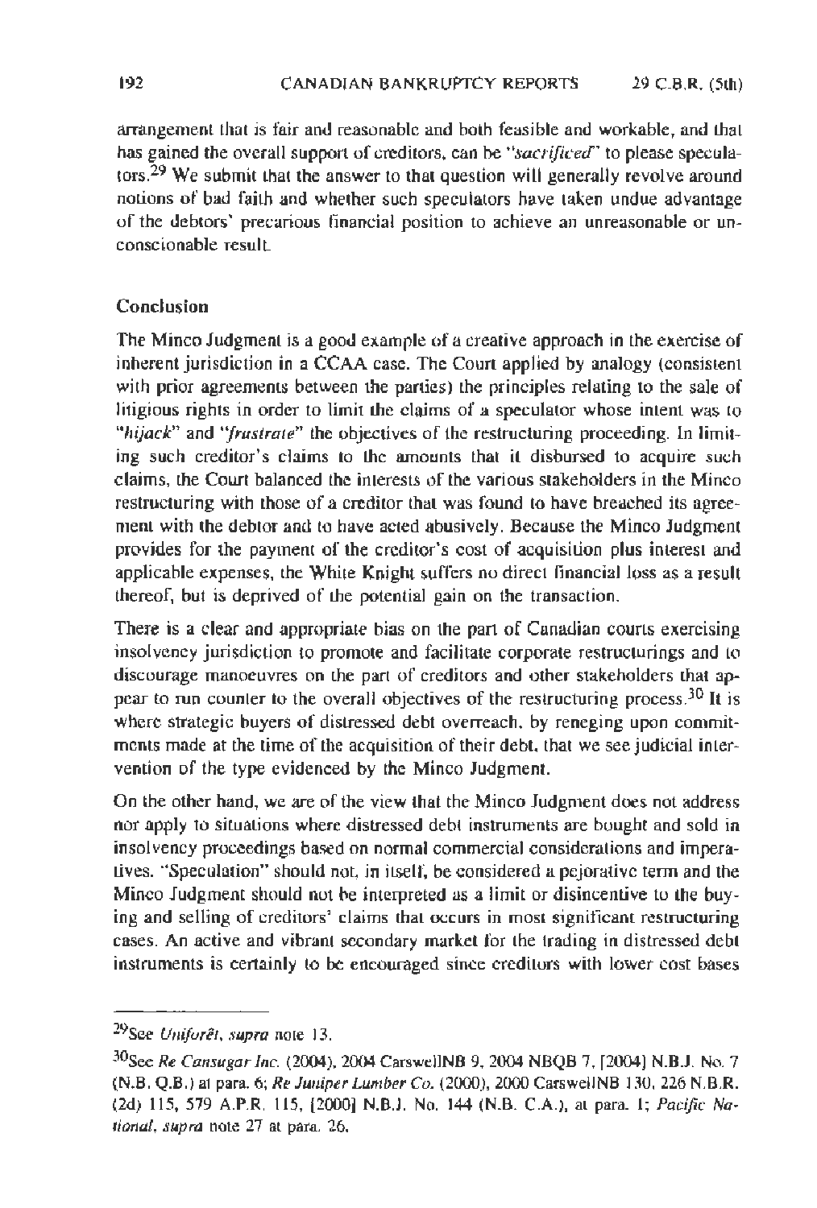arrangement that is fair and reasonable and both feasible and workable, and that has gained the overall support of creditors, can be "*sacrificed*" to please speculators.[29] We submit that the answer to that question will generally revolve around notions of bad faith and whether such speculators have taken undue advantage of the debtors' precarious financial position to achieve an unreasonable or unconscionable result.

## Conclusion

The Minco Judgment is a good example of a creative approach in the exercise of inherent jurisdiction in a CCAA case. The Court applied by analogy (consistent with prior agreements between the parties) the principles relating to the sale of litigious rights in order to limit the claims of a speculator whose intent was to "*hijack*" and "*frustrate*" the objectives of the restructuring proceeding. In limiting such creditor's claims to the amounts that it disbursed to acquire such claims, the Court balanced the interests of the various stakeholders in the Minco restructuring with those of a creditor that was found to have breached its agreement with the debtor and to have acted abusively. Because the Minco Judgment provides for the payment of the creditor's cost of acquisition plus interest and applicable expenses, the White Knight suffers no direct financial loss as a result thereof, but is deprived of the potential gain on the transaction.

There is a clear and appropriate bias on the part of Canadian courts exercising insolvency jurisdiction to promote and facilitate corporate restructurings and to discourage manoeuvres on the part of creditors and other stakeholders that appear to run counter to the overall objectives of the restructuring process.[30] It is where strategic buyers of distressed debt overreach, by reneging upon commitments made at the time of the acquisition of their debt, that we see judicial intervention of the type evidenced by the Minco Judgment.

On the other hand, we are of the view that the Minco Judgment does not address nor apply to situations where distressed debt instruments are bought and sold in insolvency proceedings based on normal commercial considerations and imperatives. "Speculation" should not, in itself, be considered a pejorative term and the Minco Judgment should not be interpreted as a limit or disincentive to the buying and selling of creditors' claims that occurs in most significant restructuring cases. An active and vibrant secondary market for the trading in distressed debt instruments is certainly to be encouraged since creditors with lower cost bases

---

[29] See *Uniforêt*, *supra* note 13.

[30] See *Re Cansugar Inc.* (2004), 2004 CarswellNB 9, 2004 NBQB 7, [2004] N.B.J. No. 7 (N.B. Q.B.) at para. 6; *Re Juniper Lumber Co.* (2000), 2000 CarswellNB 130, 226 N.B.R. (2d) 115, 579 A.P.R. 115, [2000] N.B.J. No. 144 (N.B. C.A.), at para. 1; *Pacific National*, *supra* note 27 at para. 26.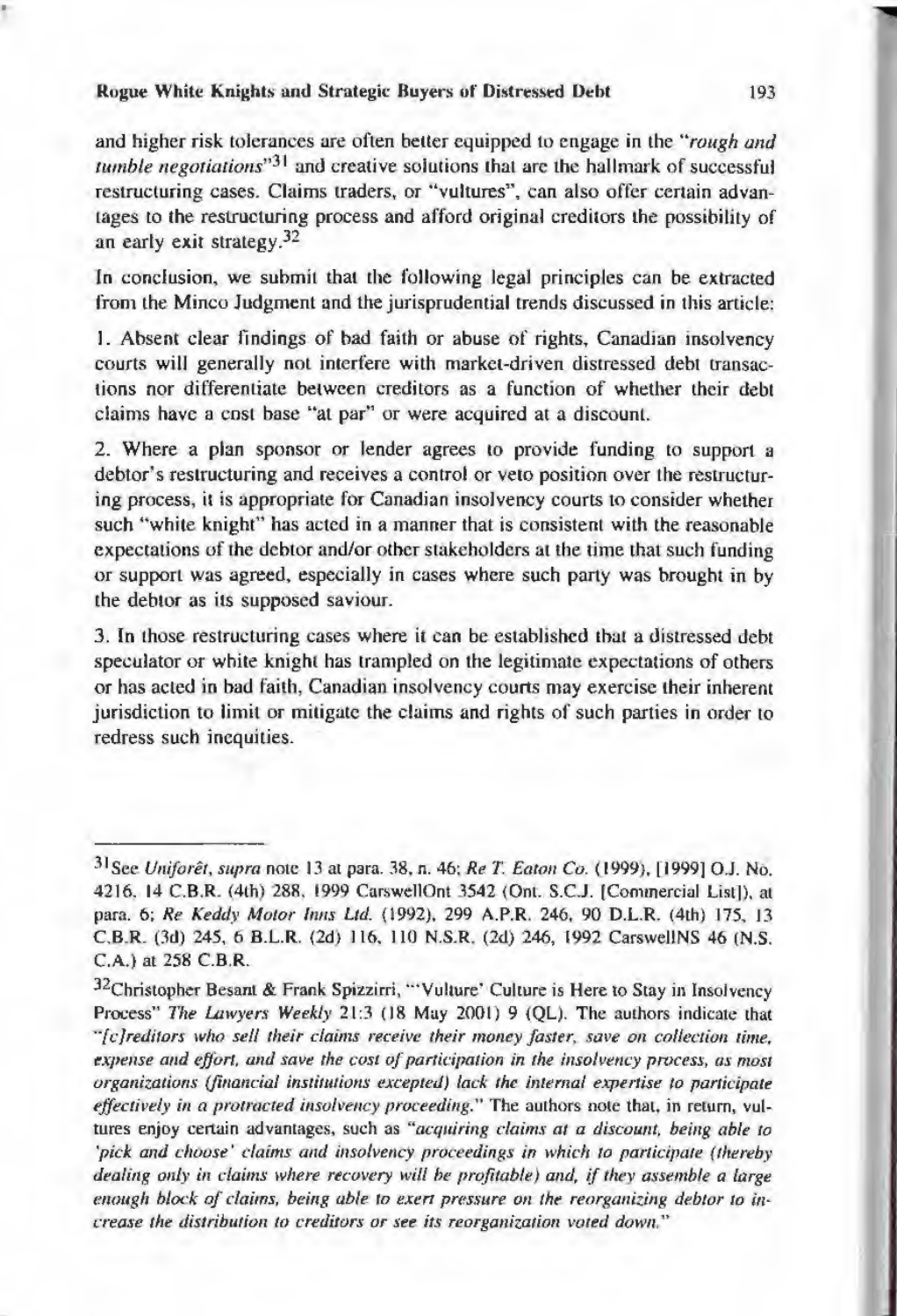and higher risk tolerances are often better equipped to engage in the *"rough and tumble negotiations"*[31] and creative solutions that are the hallmark of successful restructuring cases. Claims traders, or "vultures", can also offer certain advantages to the restructuring process and afford original creditors the possibility of an early exit strategy.[32]

In conclusion, we submit that the following legal principles can be extracted from the Minco Judgment and the jurisprudential trends discussed in this article:

1. Absent clear findings of bad faith or abuse of rights, Canadian insolvency courts will generally not interfere with market-driven distressed debt transactions nor differentiate between creditors as a function of whether their debt claims have a cost base "at par" or were acquired at a discount.

2. Where a plan sponsor or lender agrees to provide funding to support a debtor's restructuring and receives a control or veto position over the restructuring process, it is appropriate for Canadian insolvency courts to consider whether such "white knight" has acted in a manner that is consistent with the reasonable expectations of the debtor and/or other stakeholders at the time that such funding or support was agreed, especially in cases where such party was brought in by the debtor as its supposed saviour.

3. In those restructuring cases where it can be established that a distressed debt speculator or white knight has trampled on the legitimate expectations of others or has acted in bad faith, Canadian insolvency courts may exercise their inherent jurisdiction to limit or mitigate the claims and rights of such parties in order to redress such inequities.

---

[31] See *Uniforêt*, *supra* note 13 at para. 38, n. 46; *Re T. Eaton Co.* (1999), [1999] O.J. No. 4216, 14 C.B.R. (4th) 288, 1999 CarswellOnt 3542 (Ont. S.C.J. [Commercial List]), at para. 6; *Re Keddy Motor Inns Ltd.* (1992), 299 A.P.R. 246, 90 D.L.R. (4th) 175, 13 C.B.R. (3d) 245, 6 B.L.R. (2d) 116, 110 N.S.R. (2d) 246, 1992 CarswellNS 46 (N.S. C.A.) at 258 C.B.R.

[32] Christopher Besant & Frank Spizzirri, "'Vulture' Culture is Here to Stay in Insolvency Process" *The Lawyers Weekly* 21:3 (18 May 2001) 9 (QL). The authors indicate that *"[c]reditors who sell their claims receive their money faster, save on collection time, expense and effort, and save the cost of participation in the insolvency process, as most organizations (financial institutions excepted) lack the internal expertise to participate effectively in a protracted insolvency proceeding."* The authors note that, in return, vultures enjoy certain advantages, such as *"acquiring claims at a discount, being able to 'pick and choose' claims and insolvency proceedings in which to participate (thereby dealing only in claims where recovery will be profitable) and, if they assemble a large enough block of claims, being able to exert pressure on the reorganizing debtor to increase the distribution to creditors or see its reorganization voted down."*